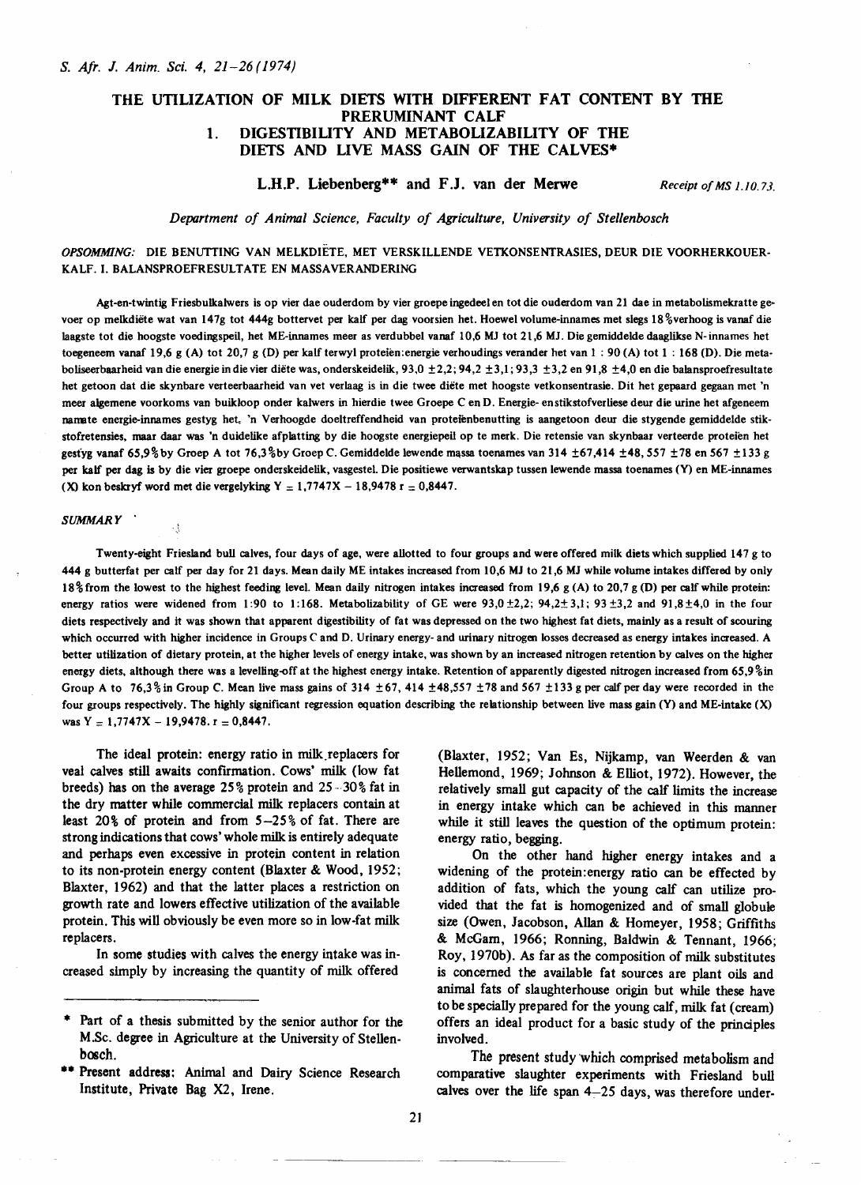# THE UTILIZATION OF MILK DIETS WITH DIFFERENT FAT CONTENT BY THE PRERUMINANT CALF

## 1. DIGESTIBILITY AND METABOLIZABILITY OF THE DIETS AND LIVE MASS GAIN OF THE CALVES*

**L.H.P. Liebenberg\*\* and F.J. van der Merwe** *Receipt of MS 1.10.73.*

*Department of Animal Science, Faculty of Agriculture, University of Stellenbosch*

*OPSOMMING:* DIE BENUTTING VAN MELKDIËTE, MET VERSKILLENDE VETKONSENTRASIES, DEUR DIE VOORHERKOUER-KALF. I. BALANSPROEFRESULTATE EN MASSAVERANDERING

Agt-en-twintig Friesbulkalwers is op vier dae ouderdom by vier groepe ingedeel en tot die ouderdom van 21 dae in metabolismekratte gevoer op melkdiëte wat van 147g tot 444g bottervet per kalf per dag voorsien het. Hoewel volume-innames met slegs 18%verhoog is vanaf die laagste tot die hoogste voedingspeil, het ME-innames meer as verdubbel vanaf 10,6 MJ tot 21,6 MJ. Die gemiddelde daaglikse N-innames het toegeneem vanaf 19,6 g (A) tot 20,7 g (D) per kalf terwyl proteïen:energie verhoudings verander het van 1 : 90 (A) tot 1 : 168 (D). Die metaboliseerbaarheid van die energie in die vier diëte was, onderskeidelik, 93,0 ±2,2; 94,2 ±3,1; 93,3 ±3,2 en 91,8 ±4,0 en die balansproefresultate het getoon dat die skynbare verteerbaarheid van vet verlaag is in die twee diëte met hoogste vetkonsentrasie. Dit het gepaard gegaan met 'n meer algemene voorkoms van buikloop onder kalwers in hierdie twee Groepe C en D. Energie- en stikstofverliese deur die urine het afgeneem namate energie-innames gestyg het. 'n Verhoogde doeltreffendheid van proteïenbenutting is aangetoon deur die stygende gemiddelde stikstofretensies, maar daar was 'n duidelike afplatting by die hoogste energiepeil op te merk. Die retensie van skynbaar verteerde proteïen het gestyg vanaf 65,9% by Groep A tot 76,3% by Groep C. Gemiddelde lewende massa toenames van 314 ±67,414 ±48, 557 ±78 en 567 ±133 g per kalf per dag is by die vier groepe onderskeidelik, vasgestel. Die positiewe verwantskap tussen lewende massa toenames (Y) en ME-innames (X) kon beskryf word met die vergelyking Y = 1,7747X – 18,9478 r = 0,8447.

*SUMMARY*

Twenty-eight Friesland bull calves, four days of age, were allotted to four groups and were offered milk diets which supplied 147 g to 444 g butterfat per calf per day for 21 days. Mean daily ME intakes increased from 10,6 MJ to 21,6 MJ while volume intakes differed by only 18% from the lowest to the highest feeding level. Mean daily nitrogen intakes increased from 19,6 g (A) to 20,7 g (D) per calf while protein: energy ratios were widened from 1:90 to 1:168. Metabolizability of GE were 93,0 ±2,2; 94,2± 3,1; 93 ±3,2 and 91,8±4,0 in the four diets respectively and it was shown that apparent digestibility of fat was depressed on the two highest fat diets, mainly as a result of scouring which occurred with higher incidence in Groups C and D. Urinary energy- and urinary nitrogen losses decreased as energy intakes increased. A better utilization of dietary protein, at the higher levels of energy intake, was shown by an increased nitrogen retention by calves on the higher energy diets, although there was a levelling-off at the highest energy intake. Retention of apparently digested nitrogen increased from 65,9% in Group A to 76,3% in Group C. Mean live mass gains of 314 ±67, 414 ±48,557 ±78 and 567 ±133 g per calf per day were recorded in the four groups respectively. The highly significant regression equation describing the relationship between live mass gain (Y) and ME-intake (X) was Y = 1,7747X – 19,9478. r = 0,8447.

The ideal protein: energy ratio in milk replacers for veal calves still awaits confirmation. Cows' milk (low fat breeds) has on the average 25% protein and 25–30% fat in the dry matter while commercial milk replacers contain at least 20% of protein and from 5–25% of fat. There are strong indications that cows' whole milk is entirely adequate and perhaps even excessive in protein content in relation to its non-protein energy content (Blaxter & Wood, 1952; Blaxter, 1962) and that the latter places a restriction on growth rate and lowers effective utilization of the available protein. This will obviously be even more so in low-fat milk replacers.

In some studies with calves the energy intake was increased simply by increasing the quantity of milk offered (Blaxter, 1952; Van Es, Nijkamp, van Weerden & van Hellemond, 1969; Johnson & Elliot, 1972). However, the relatively small gut capacity of the calf limits the increase in energy intake which can be achieved in this manner while it still leaves the question of the optimum protein: energy ratio, begging.

On the other hand higher energy intakes and a widening of the protein:energy ratio can be effected by addition of fats, which the young calf can utilize provided that the fat is homogenized and of small globule size (Owen, Jacobson, Allan & Homeyer, 1958; Griffiths & McGam, 1966; Ronning, Baldwin & Tennant, 1966; Roy, 1970b). As far as the composition of milk substitutes is concerned the available fat sources are plant oils and animal fats of slaughterhouse origin but while these have to be specially prepared for the young calf, milk fat (cream) offers an ideal product for a basic study of the principles involved.

The present study which comprised metabolism and comparative slaughter experiments with Friesland bull calves over the life span 4–25 days, was therefore under-

\* Part of a thesis submitted by the senior author for the M.Sc. degree in Agriculture at the University of Stellenbosch.

\*\* Present address: Animal and Dairy Science Research Institute, Private Bag X2, Irene.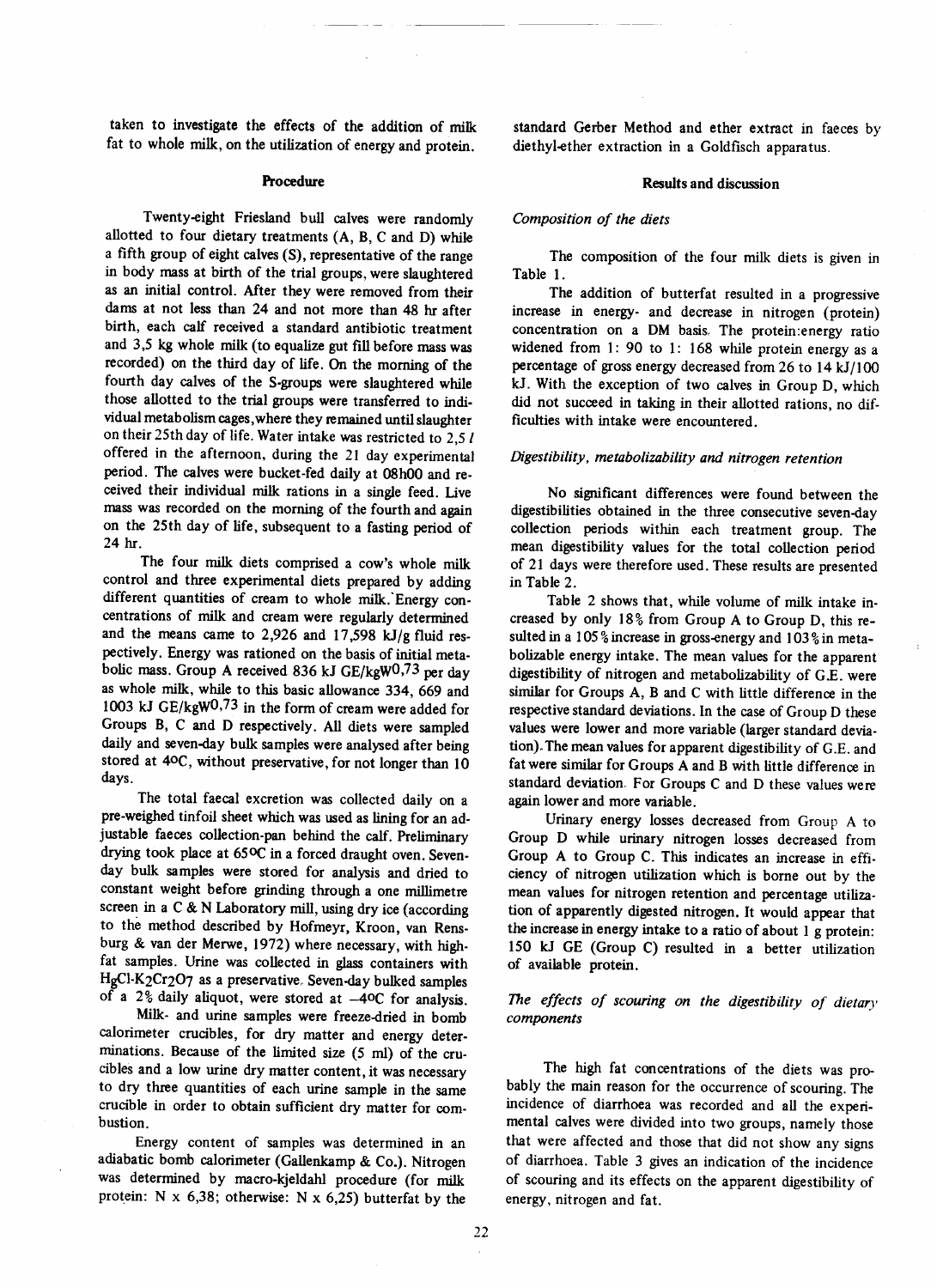taken to investigate the effects of the addition of milk fat to whole milk, on the utilization of energy and protein.

## Procedure

Twenty-eight Friesland bull calves were randomly allotted to four dietary treatments (A, B, C and D) while a fifth group of eight calves (S), representative of the range in body mass at birth of the trial groups, were slaughtered as an initial control. After they were removed from their dams at not less than 24 and not more than 48 hr after birth, each calf received a standard antibiotic treatment and 3,5 kg whole milk (to equalize gut fill before mass was recorded) on the third day of life. On the morning of the fourth day calves of the S-groups were slaughtered while those allotted to the trial groups were transferred to individual metabolism cages, where they remained until slaughter on their 25th day of life. Water intake was restricted to 2,5 *l* offered in the afternoon, during the 21 day experimental period. The calves were bucket-fed daily at 08h00 and received their individual milk rations in a single feed. Live mass was recorded on the morning of the fourth and again on the 25th day of life, subsequent to a fasting period of 24 hr.

The four milk diets comprised a cow's whole milk control and three experimental diets prepared by adding different quantities of cream to whole milk. Energy concentrations of milk and cream were regularly determined and the means came to 2,926 and 17,598 kJ/g fluid respectively. Energy was rationed on the basis of initial metabolic mass. Group A received 836 kJ GE/kg$W^{0,73}$ per day as whole milk, while to this basic allowance 334, 669 and 1003 kJ GE/kg$W^{0,73}$ in the form of cream were added for Groups B, C and D respectively. All diets were sampled daily and seven-day bulk samples were analysed after being stored at 4°C, without preservative, for not longer than 10 days.

The total faecal excretion was collected daily on a pre-weighed tinfoil sheet which was used as lining for an adjustable faeces collection-pan behind the calf. Preliminary drying took place at 65°C in a forced draught oven. Seven-day bulk samples were stored for analysis and dried to constant weight before grinding through a one millimetre screen in a C & N Laboratory mill, using dry ice (according to the method described by Hofmeyr, Kroon, van Rensburg & van der Merwe, 1972) where necessary, with high-fat samples. Urine was collected in glass containers with $HgCl$-$K_2Cr_2O_7$ as a preservative. Seven-day bulked samples of a 2% daily aliquot, were stored at −4°C for analysis.

Milk- and urine samples were freeze-dried in bomb calorimeter crucibles, for dry matter and energy determinations. Because of the limited size (5 ml) of the crucibles and a low urine dry matter content, it was necessary to dry three quantities of each urine sample in the same crucible in order to obtain sufficient dry matter for combustion.

Energy content of samples was determined in an adiabatic bomb calorimeter (Gallenkamp & Co.). Nitrogen was determined by macro-kjeldahl procedure (for milk protein: N x 6,38; otherwise: N x 6,25) butterfat by the standard Gerber Method and ether extract in faeces by diethyl-ether extraction in a Goldfisch apparatus.

## Results and discussion

### *Composition of the diets*

The composition of the four milk diets is given in Table 1.

The addition of butterfat resulted in a progressive increase in energy- and decrease in nitrogen (protein) concentration on a DM basis. The protein:energy ratio widened from 1: 90 to 1: 168 while protein energy as a percentage of gross energy decreased from 26 to 14 kJ/100 kJ. With the exception of two calves in Group D, which did not succeed in taking in their allotted rations, no difficulties with intake were encountered.

### *Digestibility, metabolizability and nitrogen retention*

No significant differences were found between the digestibilities obtained in the three consecutive seven-day collection periods within each treatment group. The mean digestibility values for the total collection period of 21 days were therefore used. These results are presented in Table 2.

Table 2 shows that, while volume of milk intake increased by only 18% from Group A to Group D, this resulted in a 105% increase in gross-energy and 103% in metabolizable energy intake. The mean values for the apparent digestibility of nitrogen and metabolizability of G.E. were similar for Groups A, B and C with little difference in the respective standard deviations. In the case of Group D these values were lower and more variable (larger standard deviation). The mean values for apparent digestibility of G.E. and fat were similar for Groups A and B with little difference in standard deviation. For Groups C and D these values were again lower and more variable.

Urinary energy losses decreased from Group A to Group D while urinary nitrogen losses decreased from Group A to Group C. This indicates an increase in efficiency of nitrogen utilization which is borne out by the mean values for nitrogen retention and percentage utilization of apparently digested nitrogen. It would appear that the increase in energy intake to a ratio of about 1 g protein: 150 kJ GE (Group C) resulted in a better utilization of available protein.

### *The effects of scouring on the digestibility of dietary components*

The high fat concentrations of the diets was probably the main reason for the occurrence of scouring. The incidence of diarrhoea was recorded and all the experimental calves were divided into two groups, namely those that were affected and those that did not show any signs of diarrhoea. Table 3 gives an indication of the incidence of scouring and its effects on the apparent digestibility of energy, nitrogen and fat.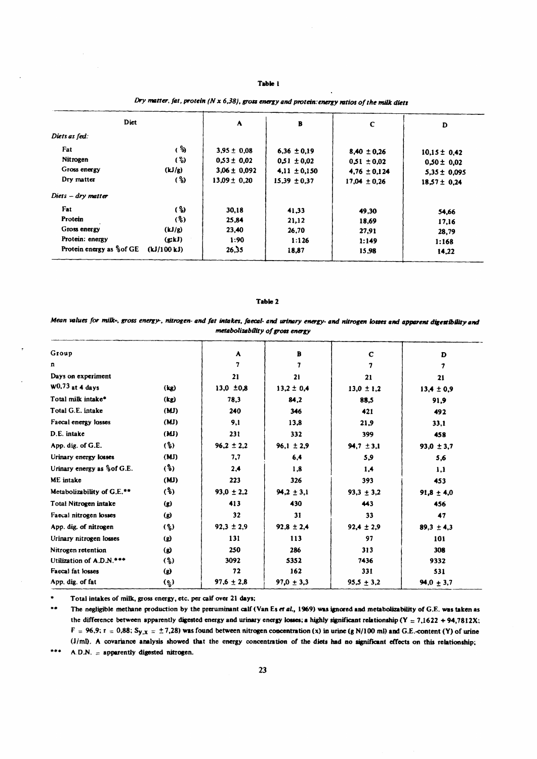**Table 1**

*Dry matter, fat, protein (N x 6,38), gross energy and protein:energy ratios of the milk diets*

| Diet | | A | B | C | D |
|---|---|---|---|---|---|
| *Diets as fed:* | | | | | |
| Fat | (%) | 3,95 ± 0,08 | 6,36 ± 0,19 | 8,40 ± 0,26 | 10,15 ± 0,42 |
| Nitrogen | (%) | 0,53 ± 0,02 | 0,51 ± 0,02 | 0,51 ± 0,02 | 0,50 ± 0,02 |
| Gross energy | (kJ/g) | 3,06 ± 0,092 | 4,11 ± 0,150 | 4,76 ± 0,124 | 5,35 ± 0,095 |
| Dry matter | (%) | 13,09 ± 0,20 | 15,39 ± 0,37 | 17,04 ± 0,26 | 18,57 ± 0,24 |
| *Diets – dry matter* | | | | | |
| Fat | (%) | 30,18 | 41,33 | 49,30 | 54,66 |
| Protein | (%) | 25,84 | 21,12 | 18,69 | 17,16 |
| Gross energy | (kJ/g) | 23,40 | 26,70 | 27,91 | 28,79 |
| Protein: energy | (g:kJ) | 1:90 | 1:126 | 1:149 | 1:168 |
| Protein energy as %of GE | (kJ/100 kJ) | 26,35 | 18,87 | 15,98 | 14,22 |

**Table 2**

*Mean values for milk-, gross energy-, nitrogen- and fat intakes, faecal- and urinary energy- and nitrogen losses and apparent digestibility and metabolizability of gross energy*

| Group | | A | B | C | D |
|---|---|---|---|---|---|
| n | | 7 | 7 | 7 | 7 |
| Days on experiment | | 21 | 21 | 21 | 21 |
| $W^{0,73}$ at 4 days | (kg) | 13,0 ±0,8 | 13,2 ± 0,4 | 13,0 ± 1,2 | 13,4 ± 0,9 |
| Total milk intake* | (kg) | 78,3 | 84,2 | 88,5 | 91,9 |
| Total G.E. intake | (MJ) | 240 | 346 | 421 | 492 |
| Faecal energy losses | (MJ) | 9,1 | 13,8 | 21,9 | 33,1 |
| D.E. intake | (MJ) | 231 | 332 | 399 | 458 |
| App. dig. of G.E. | (%) | 96,2 ± 2,2 | 96,1 ± 2,9 | 94,7 ± 3,1 | 93,0 ± 3,7 |
| Urinary energy losses | (MJ) | 7,7 | 6,4 | 5,9 | 5,6 |
| Urinary energy as %of G.E. | (%) | 2,4 | 1,8 | 1,4 | 1,1 |
| ME intake | (MJ) | 223 | 326 | 393 | 453 |
| Metabolizability of G.E.** | (%) | 93,0 ± 2,2 | 94,2 ± 3,1 | 93,3 ± 3,2 | 91,8 ± 4,0 |
| Total Nitrogen intake | (g) | 413 | 430 | 443 | 456 |
| Faecal nitrogen losses | (g) | 32 | 31 | 33 | 47 |
| App. dig. of nitrogen | (%) | 92,3 ± 2,9 | 92,8 ± 2,4 | 92,4 ± 2,9 | 89,3 ± 4,3 |
| Urinary nitrogen losses | (g) | 131 | 113 | 97 | 101 |
| Nitrogen retention | (g) | 250 | 286 | 313 | 308 |
| Utilization of A.D.N.*** | (%) | 3092 | 5352 | 7436 | 9332 |
| Faecal fat losses | (g) | 72 | 162 | 331 | 531 |
| App. dig. of fat | (%) | 97,6 ± 2,8 | 97,0 ± 3,3 | 95,5 ± 3,2 | 94,0 ± 3,7 |

\* Total intakes of milk, gross energy, etc. per calf over 21 days;

\*\* The negligible methane production by the preruminant calf (Van Es *et al.*, 1969) was ignored and metabolizability of G.E. was taken as the difference between apparently digested energy and urinary energy losses; a highly significant relationship ($Y = 7{,}1622 + 94{,}7812X$; $F = 96{,}9$; $r = 0{,}88$; $S_{y.x} = \pm 7{,}28$) was found between nitrogen concentration (x) in urine (g N/100 ml) and G.E.-content (Y) of urine (J/ml). A covariance analysis showed that the energy concentration of the diets had no significant effects on this relationship;

\*\*\* A.D.N. = apparently digested nitrogen.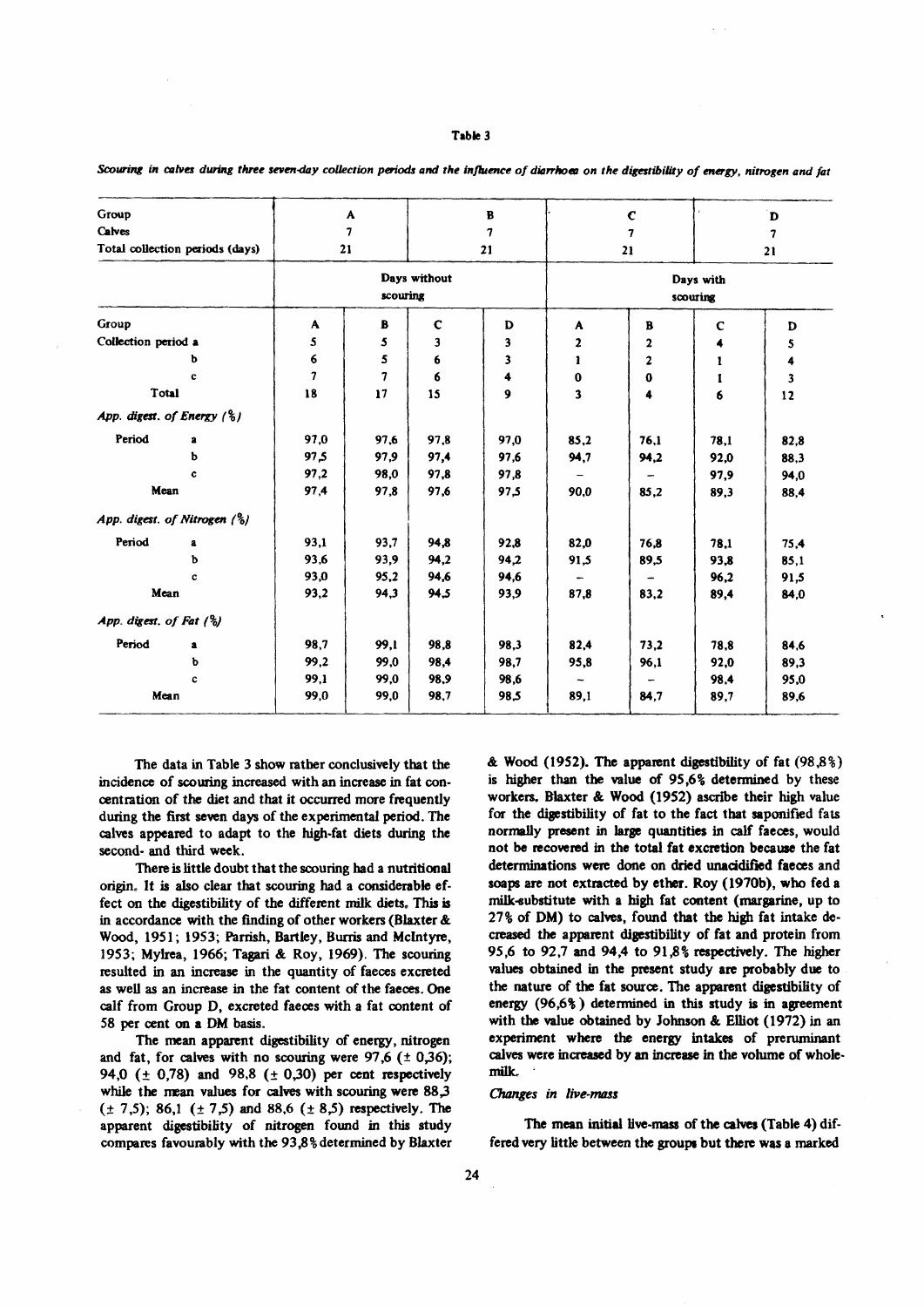**Table 3**

*Scouring in calves during three seven-day collection periods and the influence of diarrhoea on the digestibility of energy, nitrogen and fat*

| Group | | A | | B | | C | | D |
|---|---|---|---|---|---|---|---|---|
| Calves | | 7 | | 7 | | 7 | | 7 |
| Total collection periods (days) | | 21 | | 21 | | 21 | | 21 |
| | Days without scouring | | | | Days with scouring | | | |
| Group | A | B | C | D | A | B | C | D |
| Collection period a | 5 | 5 | 3 | 3 | 2 | 2 | 4 | 5 |
| b | 6 | 5 | 6 | 3 | 1 | 2 | 1 | 4 |
| c | 7 | 7 | 6 | 4 | 0 | 0 | 1 | 3 |
| Total | 18 | 17 | 15 | 9 | 3 | 4 | 6 | 12 |
| *App. digest. of Energy (%)* | | | | | | | | |
| Period a | 97,0 | 97,6 | 97,8 | 97,0 | 85,2 | 76,1 | 78,1 | 82,8 |
| b | 97,5 | 97,9 | 97,4 | 97,6 | 94,7 | 94,2 | 92,0 | 88,3 |
| c | 97,2 | 98,0 | 97,8 | 97,8 | – | – | 97,9 | 94,0 |
| Mean | 97,4 | 97,8 | 97,6 | 97,5 | 90,0 | 85,2 | 89,3 | 88,4 |
| *App. digest. of Nitrogen (%)* | | | | | | | | |
| Period a | 93,1 | 93,7 | 94,8 | 92,8 | 82,0 | 76,8 | 78,1 | 75,4 |
| b | 93,6 | 93,9 | 94,2 | 94,2 | 91,5 | 89,5 | 93,8 | 85,1 |
| c | 93,0 | 95,2 | 94,6 | 94,6 | – | – | 96,2 | 91,5 |
| Mean | 93,2 | 94,3 | 94,5 | 93,9 | 87,8 | 83,2 | 89,4 | 84,0 |
| *App. digest. of Fat (%)* | | | | | | | | |
| Period a | 98,7 | 99,1 | 98,8 | 98,3 | 82,4 | 73,2 | 78,8 | 84,6 |
| b | 99,2 | 99,0 | 98,4 | 98,7 | 95,8 | 96,1 | 92,0 | 89,3 |
| c | 99,1 | 99,0 | 98,9 | 98,6 | – | – | 98,4 | 95,0 |
| Mean | 99,0 | 99,0 | 98,7 | 98,5 | 89,1 | 84,7 | 89,7 | 89,6 |

The data in Table 3 show rather conclusively that the incidence of scouring increased with an increase in fat concentration of the diet and that it occurred more frequently during the first seven days of the experimental period. The calves appeared to adapt to the high-fat diets during the second- and third week.

There is little doubt that the scouring had a nutritional origin. It is also clear that scouring had a considerable effect on the digestibility of the different milk diets. This is in accordance with the finding of other workers (Blaxter & Wood, 1951; 1953; Parrish, Bartley, Burris and McIntyre, 1953; Mylrea, 1966; Tagari & Roy, 1969). The scouring resulted in an increase in the quantity of faeces excreted as well as an increase in the fat content of the faeces. One calf from Group D, excreted faeces with a fat content of 58 per cent on a DM basis.

The mean apparent digestibility of energy, nitrogen and fat, for calves with no scouring were 97,6 (± 0,36); 94,0 (± 0,78) and 98,8 (± 0,30) per cent respectively while the mean values for calves with scouring were 88,3 (± 7,5); 86,1 (± 7,5) and 88,6 (± 8,5) respectively. The apparent digestibility of nitrogen found in this study compares favourably with the 93,8% determined by Blaxter & Wood (1952). The apparent digestibility of fat (98,8%) is higher than the value of 95,6% determined by these workers. Blaxter & Wood (1952) ascribe their high value for the digestibility of fat to the fact that saponified fats normally present in large quantities in calf faeces, would not be recovered in the total fat excretion because the fat determinations were done on dried unacidified faeces and soaps are not extracted by ether. Roy (1970b), who fed a milk-substitute with a high fat content (margarine, up to 27% of DM) to calves, found that the high fat intake decreased the apparent digestibility of fat and protein from 95,6 to 92,7 and 94,4 to 91,8% respectively. The higher values obtained in the present study are probably due to the nature of the fat source. The apparent digestibility of energy (96,6%) determined in this study is in agreement with the value obtained by Johnson & Elliot (1972) in an experiment where the energy intakes of preruminant calves were increased by an increase in the volume of whole-milk.

### *Changes in live-mass*

The mean initial live-mass of the calves (Table 4) differed very little between the groups but there was a marked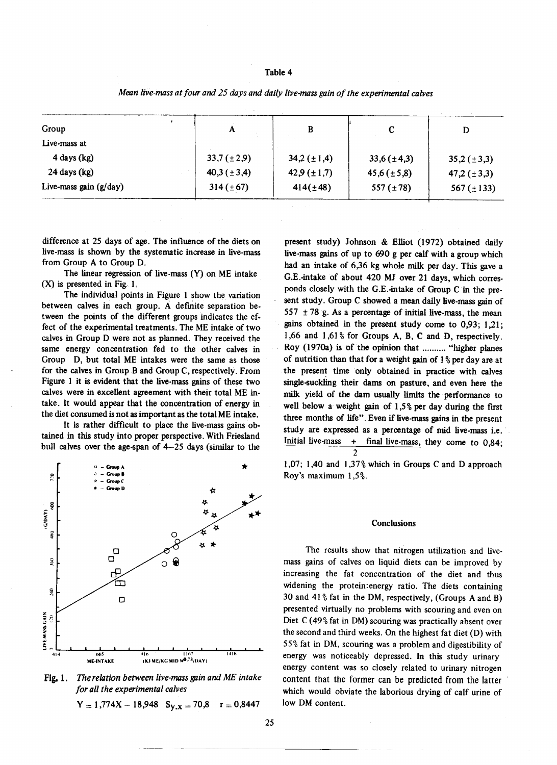**Table 4**

*Mean live-mass at four and 25 days and daily live-mass gain of the experimental calves*

| Group | A | B | C | D |
|---|---|---|---|---|
| Live-mass at | | | | |
| 4 days (kg) | 33,7 (±2,9) | 34,2 (±1,4) | 33,6 (±4,3) | 35,2 (±3,3) |
| 24 days (kg) | 40,3 (±3,4) | 42,9 (±1,7) | 45,6 (±5,8) | 47,2 (±3,3) |
| Live-mass gain (g/day) | 314 (±67) | 414(±48) | 557 (±78) | 567 (±133) |

difference at 25 days of age. The influence of the diets on live-mass is shown by the systematic increase in live-mass from Group A to Group D.

The linear regression of live-mass (Y) on ME intake (X) is presented in Fig. 1.

The individual points in Figure 1 show the variation between calves in each group. A definite separation between the points of the different groups indicates the effect of the experimental treatments. The ME intake of two calves in Group D were not as planned. They received the same energy concentration fed to the other calves in Group D, but total ME intakes were the same as those for the calves in Group B and Group C, respectively. From Figure 1 it is evident that the live-mass gains of these two calves were in excellent agreement with their total ME intake. It would appear that the concentration of energy in the diet consumed is not as important as the total ME intake.

It is rather difficult to place the live-mass gains obtained in this study into proper perspective. With Friesland bull calves over the age-span of 4–25 days (similar to the present study) Johnson & Elliot (1972) obtained daily live-mass gains of up to 690 g per calf with a group which had an intake of 6,36 kg whole milk per day. This gave a G.E.-intake of about 420 MJ over 21 days, which corresponds closely with the G.E.-intake of Group C in the present study. Group C showed a mean daily live-mass gain of 557 ± 78 g. As a percentage of initial live-mass, the mean gains obtained in the present study come to 0,93; 1,21; 1,66 and 1,61% for Groups A, B, C and D, respectively. Roy (1970a) is of the opinion that .......... "higher planes of nutrition than that for a weight gain of 1% per day are at the present time only obtained in practice with calves single-suckling their dams on pasture, and even here the milk yield of the dam usually limits the performance to well below a weight gain of 1,5% per day during the first three months of life". Even if live-mass gains in the present study are expressed as a percentage of mid live-mass i.e. $\frac{\text{Initial live-mass} + \text{final live-mass}}{2}$, they come to 0,84; 1,07; 1,40 and 1,37% which in Groups C and D approach Roy's maximum 1,5%.

*Fig. 1. The relation between live-mass gain and ME intake for all the experimental calves*

$$Y = 1{,}774X - 18{,}948 \quad S_{y.x} = 70{,}8 \quad r = 0{,}8447$$

## Conclusions

The results show that nitrogen utilization and live-mass gains of calves on liquid diets can be improved by increasing the fat concentration of the diet and thus widening the protein:energy ratio. The diets containing 30 and 41% fat in the DM, respectively, (Groups A and B) presented virtually no problems with scouring and even on Diet C (49% fat in DM) scouring was practically absent over the second and third weeks. On the highest fat diet (D) with 55% fat in DM, scouring was a problem and digestibility of energy was noticeably depressed. In this study urinary energy content was so closely related to urinary nitrogen content that the former can be predicted from the latter which would obviate the laborious drying of calf urine of low DM content.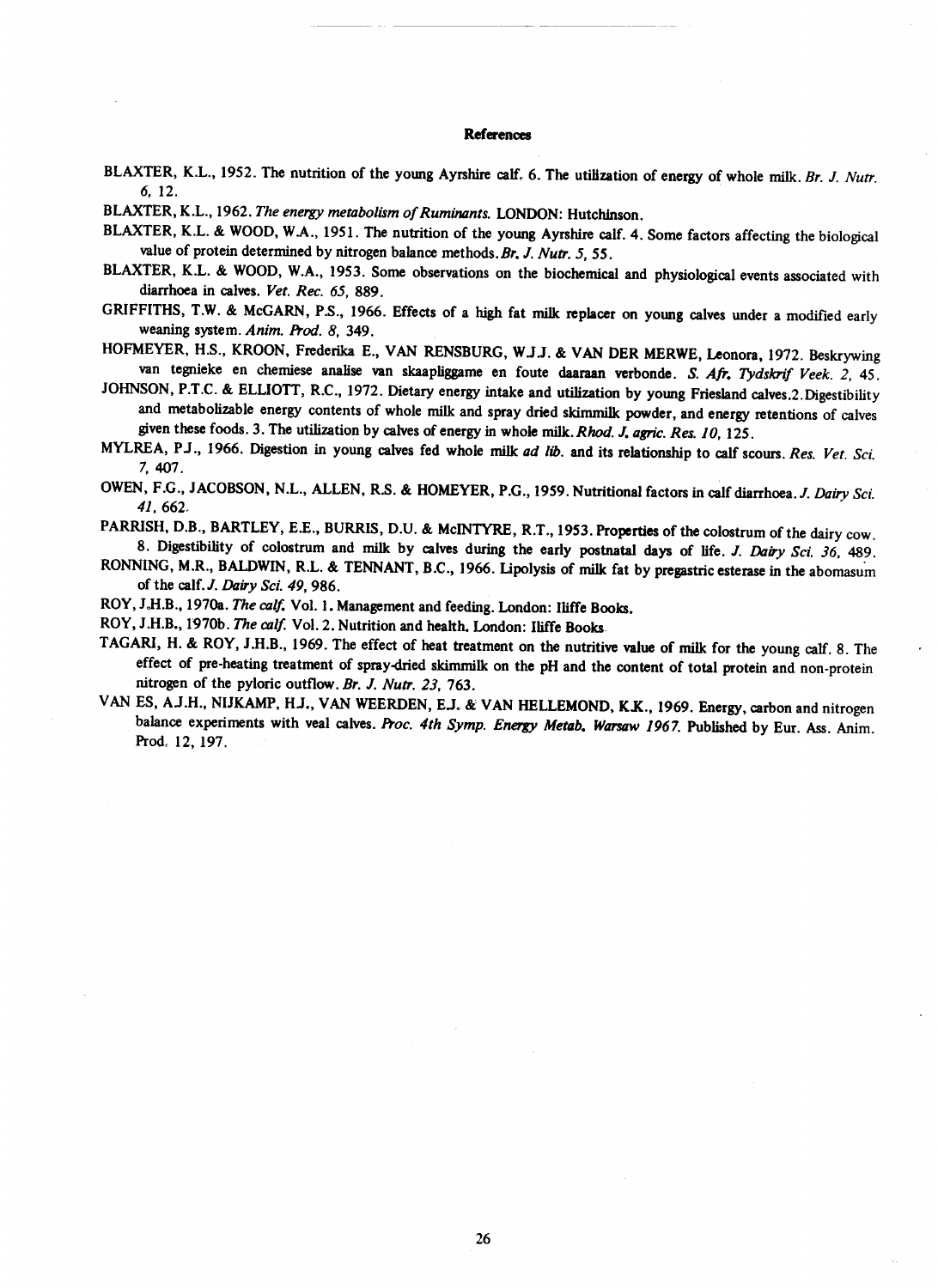## References

BLAXTER, K.L., 1952. The nutrition of the young Ayrshire calf. 6. The utilization of energy of whole milk. *Br. J. Nutr. 6*, 12.

BLAXTER, K.L., 1962. *The energy metabolism of Ruminants.* LONDON: Hutchinson.

BLAXTER, K.L. & WOOD, W.A., 1951. The nutrition of the young Ayrshire calf. 4. Some factors affecting the biological value of protein determined by nitrogen balance methods. *Br. J. Nutr. 5*, 55.

BLAXTER, K.L. & WOOD, W.A., 1953. Some observations on the biochemical and physiological events associated with diarrhoea in calves. *Vet. Rec. 65*, 889.

GRIFFITHS, T.W. & McGARN, P.S., 1966. Effects of a high fat milk replacer on young calves under a modified early weaning system. *Anim. Prod. 8*, 349.

HOFMEYER, H.S., KROON, Frederika E., VAN RENSBURG, W.J.J. & VAN DER MERWE, Leonora, 1972. Beskrywing van tegnieke en chemiese analise van skaapliggame en foute daaraan verbonde. *S. Afr. Tydskrif Veek. 2*, 45.

JOHNSON, P.T.C. & ELLIOTT, R.C., 1972. Dietary energy intake and utilization by young Friesland calves.2. Digestibility and metabolizable energy contents of whole milk and spray dried skimmilk powder, and energy retentions of calves given these foods. 3. The utilization by calves of energy in whole milk. *Rhod. J. agric. Res. 10*, 125.

MYLREA, P.J., 1966. Digestion in young calves fed whole milk *ad lib.* and its relationship to calf scours. *Res. Vet. Sci. 7*, 407.

OWEN, F.G., JACOBSON, N.L., ALLEN, R.S. & HOMEYER, P.G., 1959. Nutritional factors in calf diarrhoea. *J. Dairy Sci. 41*, 662.

PARRISH, D.B., BARTLEY, E.E., BURRIS, D.U. & McINTYRE, R.T., 1953. Properties of the colostrum of the dairy cow. 8. Digestibility of colostrum and milk by calves during the early postnatal days of life. *J. Dairy Sci. 36*, 489.

RONNING, M.R., BALDWIN, R.L. & TENNANT, B.C., 1966. Lipolysis of milk fat by pregastric esterase in the abomasum of the calf. *J. Dairy Sci. 49*, 986.

ROY, J.H.B., 1970a. *The calf.* Vol. 1. Management and feeding. London: Iliffe Books.

ROY, J.H.B., 1970b. *The calf.* Vol. 2. Nutrition and health. London: Iliffe Books.

TAGARI, H. & ROY, J.H.B., 1969. The effect of heat treatment on the nutritive value of milk for the young calf. 8. The effect of pre-heating treatment of spray-dried skimmilk on the pH and the content of total protein and non-protein nitrogen of the pyloric outflow. *Br. J. Nutr. 23*, 763.

VAN ES, A.J.H., NIJKAMP, H.J., VAN WEERDEN, E.J. & VAN HELLEMOND, K.K., 1969. Energy, carbon and nitrogen balance experiments with veal calves. *Proc. 4th Symp. Energy Metab. Warsaw 1967.* Published by Eur. Ass. Anim. Prod. 12, 197.